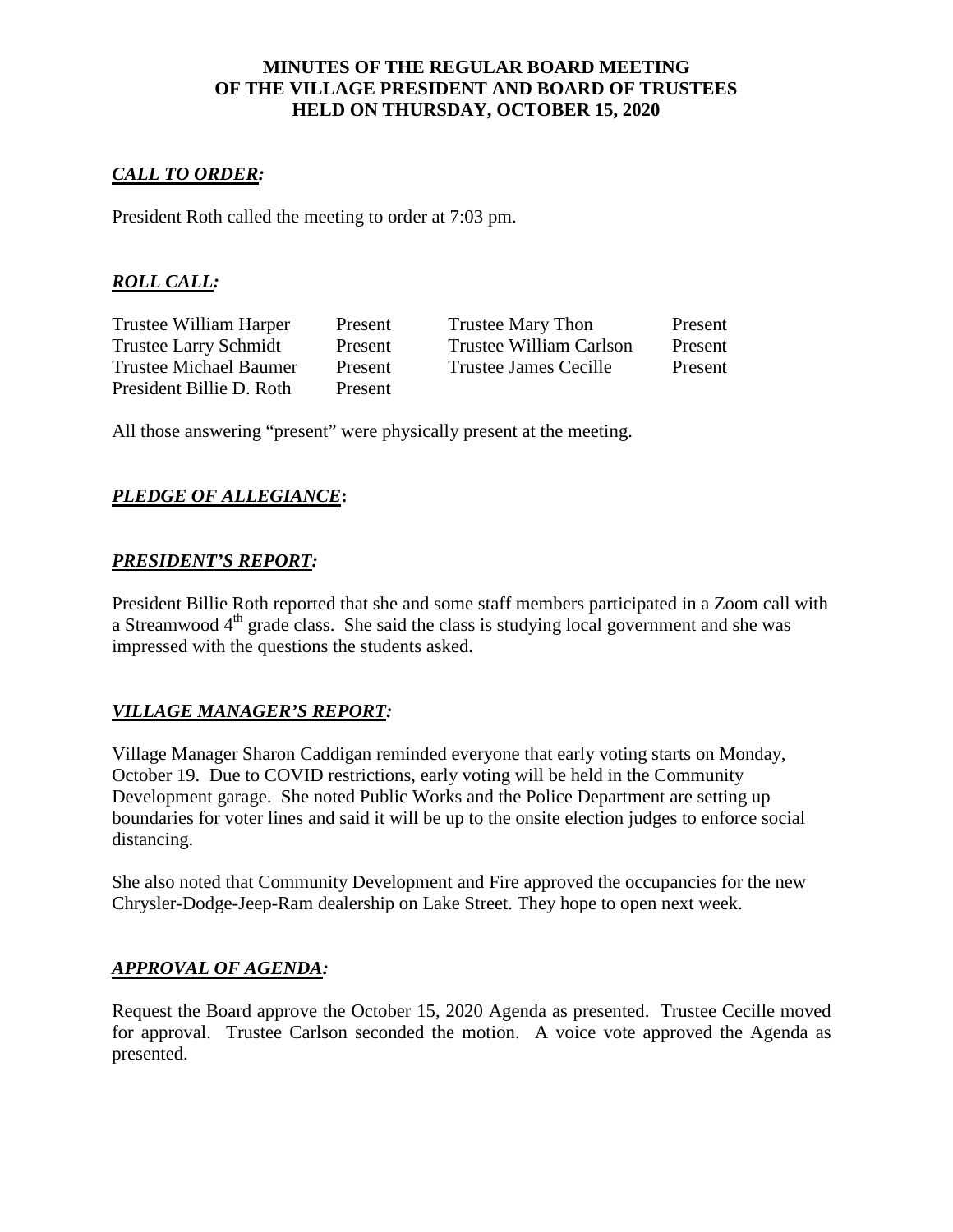# MINUTES OF THE REGULAR BOARD MEETING OF THE VILLAGE PRESIDENT AND BOARD OF TRUSTEES HELD ON THURSDAY, OCTOBER 15, 2020

## ***CALL TO ORDER:***

President Roth called the meeting to order at 7:03 pm.

## ***ROLL CALL:***

| | | | |
|---|---|---|---|
| Trustee William Harper | Present | Trustee Mary Thon | Present |
| Trustee Larry Schmidt | Present | Trustee William Carlson | Present |
| Trustee Michael Baumer | Present | Trustee James Cecille | Present |
| President Billie D. Roth | Present | | |

All those answering "present" were physically present at the meeting.

## ***PLEDGE OF ALLEGIANCE*:**

## ***PRESIDENT'S REPORT:***

President Billie Roth reported that she and some staff members participated in a Zoom call with a Streamwood 4th grade class. She said the class is studying local government and she was impressed with the questions the students asked.

## ***VILLAGE MANAGER'S REPORT:***

Village Manager Sharon Caddigan reminded everyone that early voting starts on Monday, October 19. Due to COVID restrictions, early voting will be held in the Community Development garage. She noted Public Works and the Police Department are setting up boundaries for voter lines and said it will be up to the onsite election judges to enforce social distancing.

She also noted that Community Development and Fire approved the occupancies for the new Chrysler-Dodge-Jeep-Ram dealership on Lake Street. They hope to open next week.

## ***APPROVAL OF AGENDA:***

Request the Board approve the October 15, 2020 Agenda as presented. Trustee Cecille moved for approval. Trustee Carlson seconded the motion. A voice vote approved the Agenda as presented.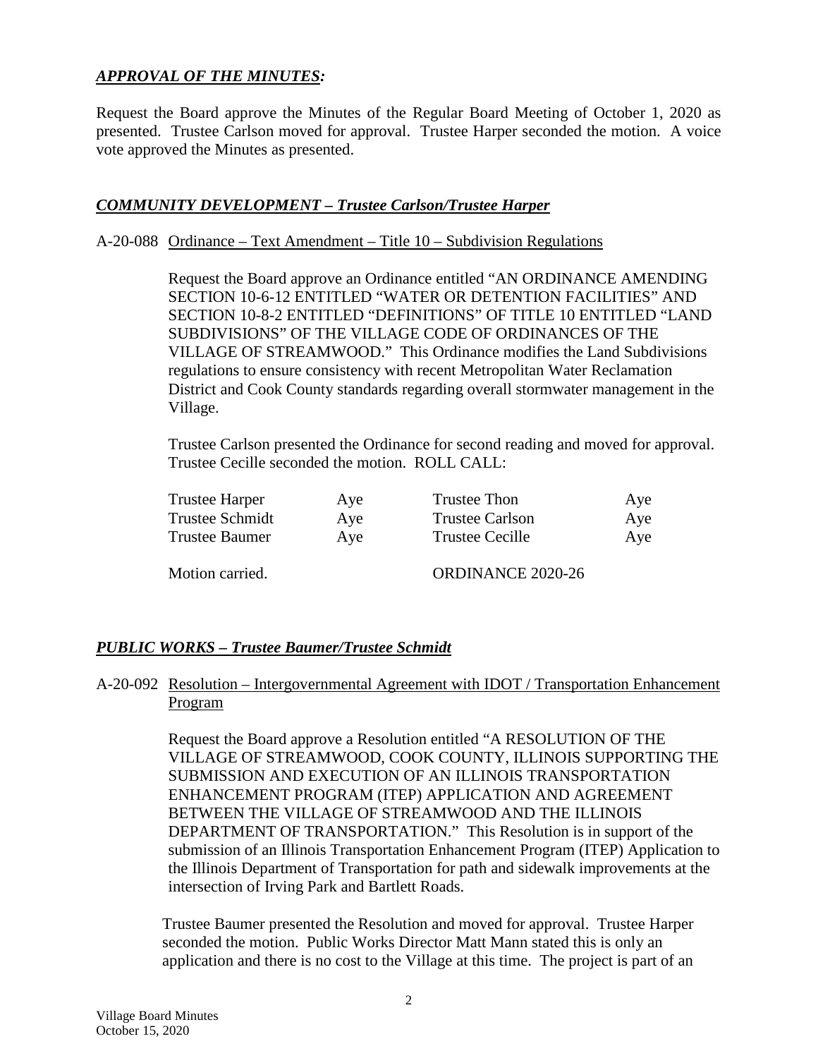***APPROVAL OF THE MINUTES:***

Request the Board approve the Minutes of the Regular Board Meeting of October 1, 2020 as presented. Trustee Carlson moved for approval. Trustee Harper seconded the motion. A voice vote approved the Minutes as presented.

***COMMUNITY DEVELOPMENT – Trustee Carlson/Trustee Harper***

A-20-088 Ordinance – Text Amendment – Title 10 – Subdivision Regulations

Request the Board approve an Ordinance entitled "AN ORDINANCE AMENDING SECTION 10-6-12 ENTITLED "WATER OR DETENTION FACILITIES" AND SECTION 10-8-2 ENTITLED "DEFINITIONS" OF TITLE 10 ENTITLED "LAND SUBDIVISIONS" OF THE VILLAGE CODE OF ORDINANCES OF THE VILLAGE OF STREAMWOOD." This Ordinance modifies the Land Subdivisions regulations to ensure consistency with recent Metropolitan Water Reclamation District and Cook County standards regarding overall stormwater management in the Village.

Trustee Carlson presented the Ordinance for second reading and moved for approval. Trustee Cecille seconded the motion. ROLL CALL:

| | | | |
|---|---|---|---|
| Trustee Harper | Aye | Trustee Thon | Aye |
| Trustee Schmidt | Aye | Trustee Carlson | Aye |
| Trustee Baumer | Aye | Trustee Cecille | Aye |

Motion carried. ORDINANCE 2020-26

***PUBLIC WORKS – Trustee Baumer/Trustee Schmidt***

A-20-092 Resolution – Intergovernmental Agreement with IDOT / Transportation Enhancement Program

Request the Board approve a Resolution entitled "A RESOLUTION OF THE VILLAGE OF STREAMWOOD, COOK COUNTY, ILLINOIS SUPPORTING THE SUBMISSION AND EXECUTION OF AN ILLINOIS TRANSPORTATION ENHANCEMENT PROGRAM (ITEP) APPLICATION AND AGREEMENT BETWEEN THE VILLAGE OF STREAMWOOD AND THE ILLINOIS DEPARTMENT OF TRANSPORTATION." This Resolution is in support of the submission of an Illinois Transportation Enhancement Program (ITEP) Application to the Illinois Department of Transportation for path and sidewalk improvements at the intersection of Irving Park and Bartlett Roads.

Trustee Baumer presented the Resolution and moved for approval. Trustee Harper seconded the motion. Public Works Director Matt Mann stated this is only an application and there is no cost to the Village at this time. The project is part of an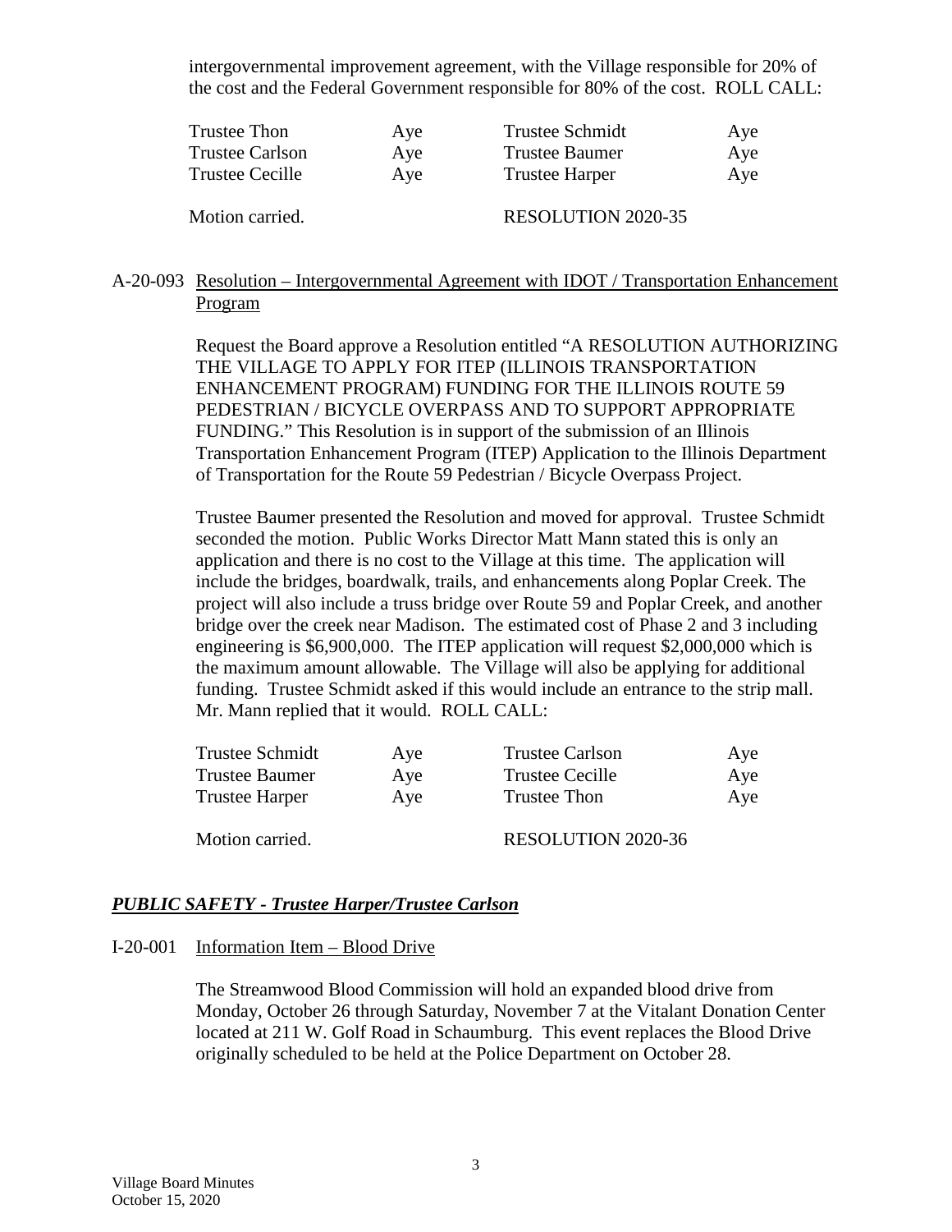intergovernmental improvement agreement, with the Village responsible for 20% of the cost and the Federal Government responsible for 80% of the cost. ROLL CALL:

| | | | |
|---|---|---|---|
| Trustee Thon | Aye | Trustee Schmidt | Aye |
| Trustee Carlson | Aye | Trustee Baumer | Aye |
| Trustee Cecille | Aye | Trustee Harper | Aye |

Motion carried. RESOLUTION 2020-35

A-20-093 Resolution – Intergovernmental Agreement with IDOT / Transportation Enhancement Program

Request the Board approve a Resolution entitled "A RESOLUTION AUTHORIZING THE VILLAGE TO APPLY FOR ITEP (ILLINOIS TRANSPORTATION ENHANCEMENT PROGRAM) FUNDING FOR THE ILLINOIS ROUTE 59 PEDESTRIAN / BICYCLE OVERPASS AND TO SUPPORT APPROPRIATE FUNDING." This Resolution is in support of the submission of an Illinois Transportation Enhancement Program (ITEP) Application to the Illinois Department of Transportation for the Route 59 Pedestrian / Bicycle Overpass Project.

Trustee Baumer presented the Resolution and moved for approval. Trustee Schmidt seconded the motion. Public Works Director Matt Mann stated this is only an application and there is no cost to the Village at this time. The application will include the bridges, boardwalk, trails, and enhancements along Poplar Creek. The project will also include a truss bridge over Route 59 and Poplar Creek, and another bridge over the creek near Madison. The estimated cost of Phase 2 and 3 including engineering is $6,900,000. The ITEP application will request $2,000,000 which is the maximum amount allowable. The Village will also be applying for additional funding. Trustee Schmidt asked if this would include an entrance to the strip mall. Mr. Mann replied that it would. ROLL CALL:

| | | | |
|---|---|---|---|
| Trustee Schmidt | Aye | Trustee Carlson | Aye |
| Trustee Baumer | Aye | Trustee Cecille | Aye |
| Trustee Harper | Aye | Trustee Thon | Aye |

Motion carried. RESOLUTION 2020-36

## ***PUBLIC SAFETY - Trustee Harper/Trustee Carlson***

I-20-001 Information Item – Blood Drive

The Streamwood Blood Commission will hold an expanded blood drive from Monday, October 26 through Saturday, November 7 at the Vitalant Donation Center located at 211 W. Golf Road in Schaumburg. This event replaces the Blood Drive originally scheduled to be held at the Police Department on October 28.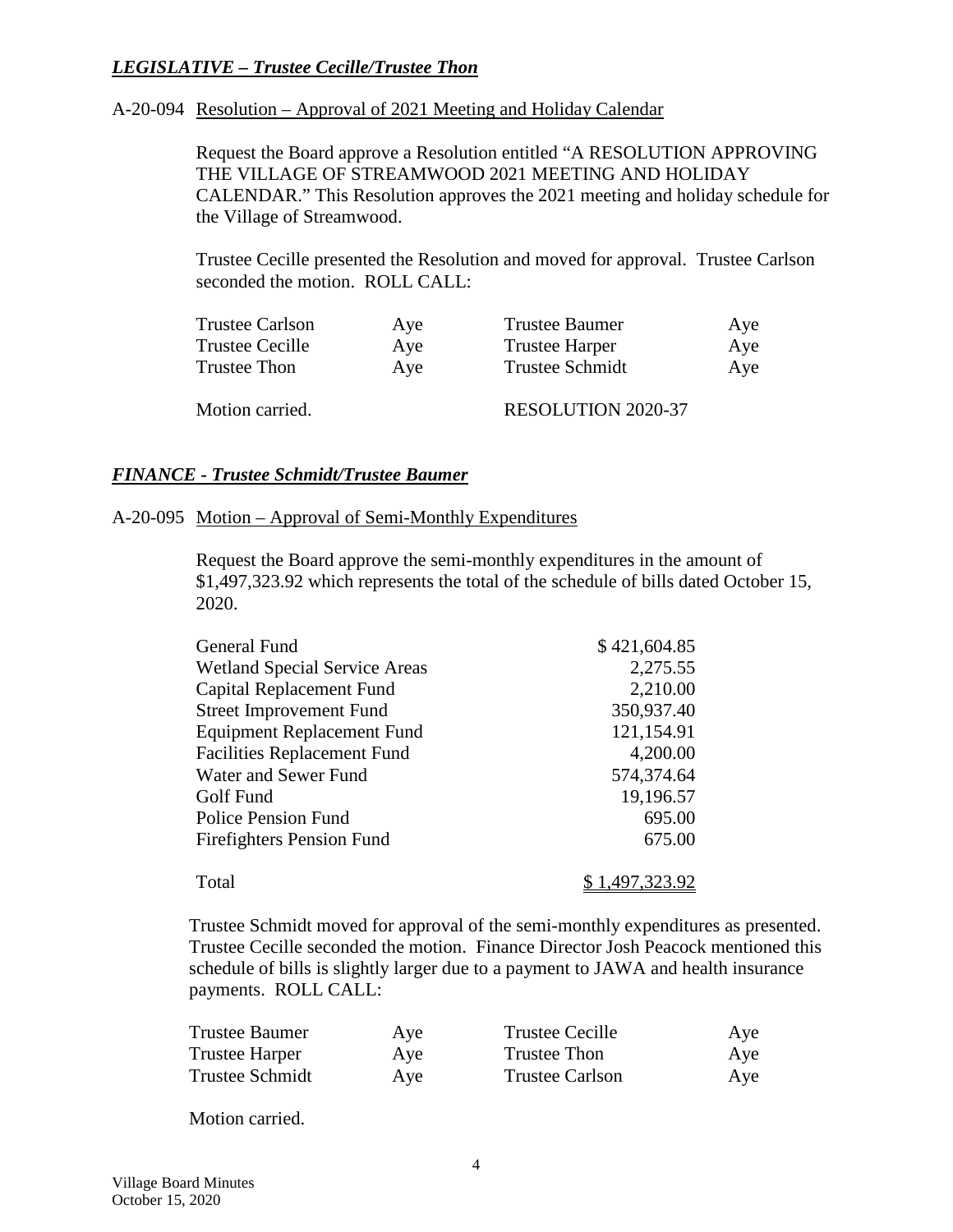***LEGISLATIVE – Trustee Cecille/Trustee Thon***

A-20-094 Resolution – Approval of 2021 Meeting and Holiday Calendar

Request the Board approve a Resolution entitled "A RESOLUTION APPROVING THE VILLAGE OF STREAMWOOD 2021 MEETING AND HOLIDAY CALENDAR." This Resolution approves the 2021 meeting and holiday schedule for the Village of Streamwood.

Trustee Cecille presented the Resolution and moved for approval. Trustee Carlson seconded the motion. ROLL CALL:

| | | | |
|---|---|---|---|
| Trustee Carlson | Aye | Trustee Baumer | Aye |
| Trustee Cecille | Aye | Trustee Harper | Aye |
| Trustee Thon | Aye | Trustee Schmidt | Aye |

Motion carried. RESOLUTION 2020-37

***FINANCE - Trustee Schmidt/Trustee Baumer***

A-20-095 Motion – Approval of Semi-Monthly Expenditures

Request the Board approve the semi-monthly expenditures in the amount of $1,497,323.92 which represents the total of the schedule of bills dated October 15, 2020.

| | |
|---|---|
| General Fund | $ 421,604.85 |
| Wetland Special Service Areas | 2,275.55 |
| Capital Replacement Fund | 2,210.00 |
| Street Improvement Fund | 350,937.40 |
| Equipment Replacement Fund | 121,154.91 |
| Facilities Replacement Fund | 4,200.00 |
| Water and Sewer Fund | 574,374.64 |
| Golf Fund | 19,196.57 |
| Police Pension Fund | 695.00 |
| Firefighters Pension Fund | 675.00 |
| Total | $ 1,497,323.92 |

Trustee Schmidt moved for approval of the semi-monthly expenditures as presented. Trustee Cecille seconded the motion. Finance Director Josh Peacock mentioned this schedule of bills is slightly larger due to a payment to JAWA and health insurance payments. ROLL CALL:

| | | | |
|---|---|---|---|
| Trustee Baumer | Aye | Trustee Cecille | Aye |
| Trustee Harper | Aye | Trustee Thon | Aye |
| Trustee Schmidt | Aye | Trustee Carlson | Aye |

Motion carried.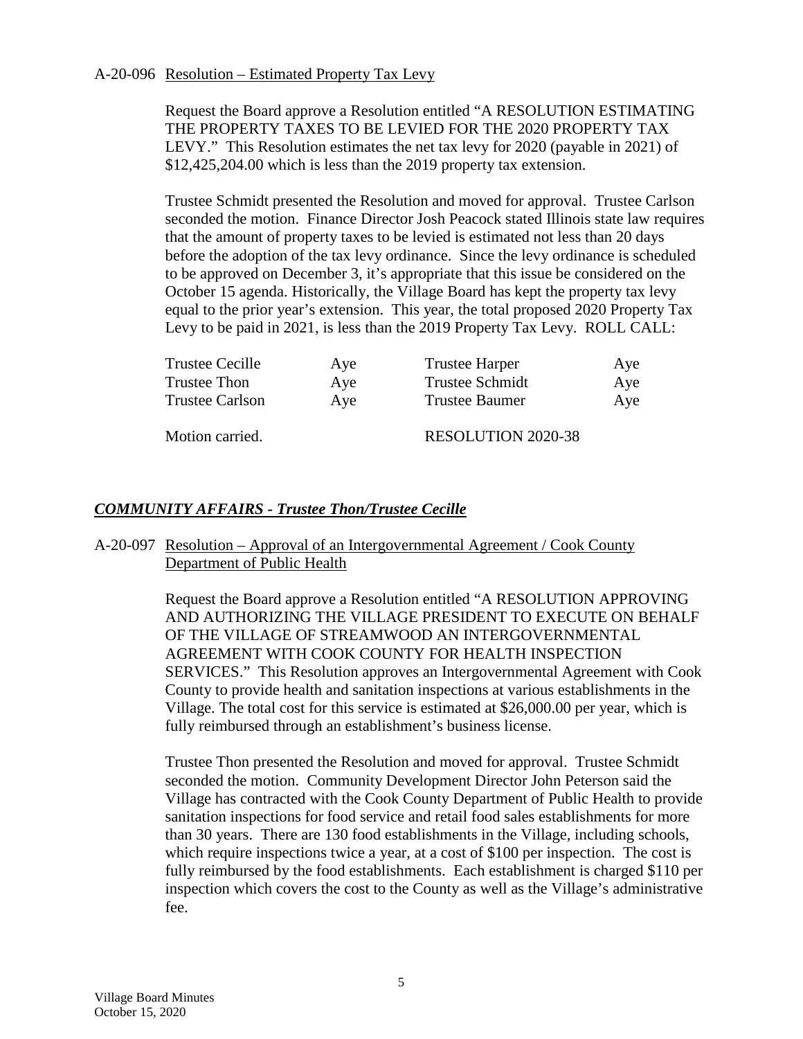A-20-096 Resolution – Estimated Property Tax Levy

Request the Board approve a Resolution entitled "A RESOLUTION ESTIMATING THE PROPERTY TAXES TO BE LEVIED FOR THE 2020 PROPERTY TAX LEVY." This Resolution estimates the net tax levy for 2020 (payable in 2021) of $12,425,204.00 which is less than the 2019 property tax extension.

Trustee Schmidt presented the Resolution and moved for approval. Trustee Carlson seconded the motion. Finance Director Josh Peacock stated Illinois state law requires that the amount of property taxes to be levied is estimated not less than 20 days before the adoption of the tax levy ordinance. Since the levy ordinance is scheduled to be approved on December 3, it's appropriate that this issue be considered on the October 15 agenda. Historically, the Village Board has kept the property tax levy equal to the prior year's extension. This year, the total proposed 2020 Property Tax Levy to be paid in 2021, is less than the 2019 Property Tax Levy. ROLL CALL:

| | | | |
|---|---|---|---|
| Trustee Cecille | Aye | Trustee Harper | Aye |
| Trustee Thon | Aye | Trustee Schmidt | Aye |
| Trustee Carlson | Aye | Trustee Baumer | Aye |

Motion carried. RESOLUTION 2020-38

## ***COMMUNITY AFFAIRS - Trustee Thon/Trustee Cecille***

A-20-097 Resolution – Approval of an Intergovernmental Agreement / Cook County Department of Public Health

Request the Board approve a Resolution entitled "A RESOLUTION APPROVING AND AUTHORIZING THE VILLAGE PRESIDENT TO EXECUTE ON BEHALF OF THE VILLAGE OF STREAMWOOD AN INTERGOVERNMENTAL AGREEMENT WITH COOK COUNTY FOR HEALTH INSPECTION SERVICES." This Resolution approves an Intergovernmental Agreement with Cook County to provide health and sanitation inspections at various establishments in the Village. The total cost for this service is estimated at $26,000.00 per year, which is fully reimbursed through an establishment's business license.

Trustee Thon presented the Resolution and moved for approval. Trustee Schmidt seconded the motion. Community Development Director John Peterson said the Village has contracted with the Cook County Department of Public Health to provide sanitation inspections for food service and retail food sales establishments for more than 30 years. There are 130 food establishments in the Village, including schools, which require inspections twice a year, at a cost of $100 per inspection. The cost is fully reimbursed by the food establishments. Each establishment is charged $110 per inspection which covers the cost to the County as well as the Village's administrative fee.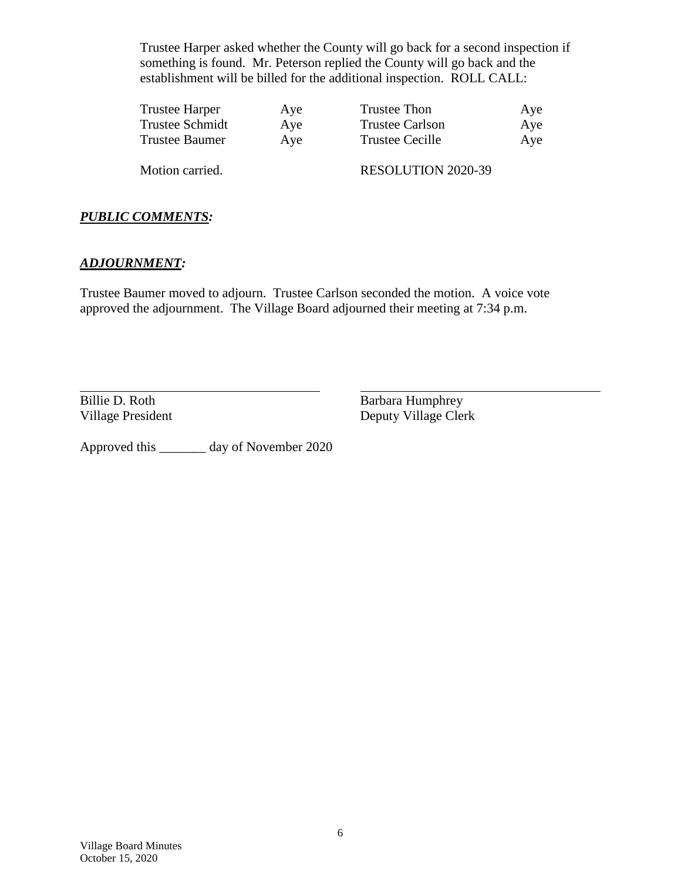Trustee Harper asked whether the County will go back for a second inspection if something is found. Mr. Peterson replied the County will go back and the establishment will be billed for the additional inspection. ROLL CALL:

| | | | |
|---|---|---|---|
| Trustee Harper | Aye | Trustee Thon | Aye |
| Trustee Schmidt | Aye | Trustee Carlson | Aye |
| Trustee Baumer | Aye | Trustee Cecille | Aye |

Motion carried. RESOLUTION 2020-39

## ***PUBLIC COMMENTS:***

## ***ADJOURNMENT:***

Trustee Baumer moved to adjourn. Trustee Carlson seconded the motion. A voice vote approved the adjournment. The Village Board adjourned their meeting at 7:34 p.m.

| | |
|---|---|
| Billie D. Roth | Barbara Humphrey |
| Village President | Deputy Village Clerk |

Approved this _______ day of November 2020